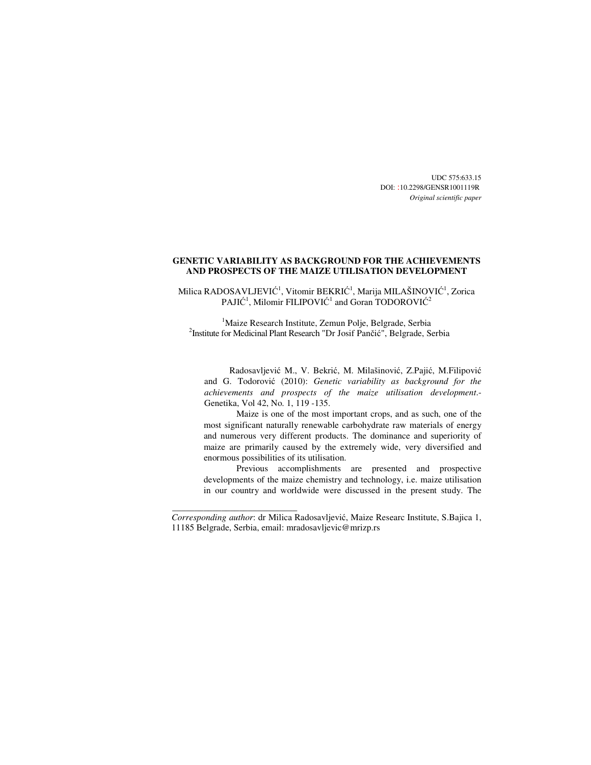UDC 575:633.15
DOI: :10.2298/GENSR1001119R
*Original scientific paper*

# GENETIC VARIABILITY AS BACKGROUND FOR THE ACHIEVEMENTS AND PROSPECTS OF THE MAIZE UTILISATION DEVELOPMENT

Milica RADOSAVLJEVIĆ[1], Vitomir BEKRIĆ[1], Marija MILAŠINOVIĆ[1], Zorica PAJIĆ[1], Milomir FILIPOVIĆ[1] and Goran TODOROVIĆ[2]

[1]Maize Research Institute, Zemun Polje, Belgrade, Serbia
[2]Institute for Medicinal Plant Research "Dr Josif Pančić", Belgrade, Serbia

Radosavljević M., V. Bekrić, M. Milašinović, Z.Pajić, M.Filipović and G. Todorović (2010): *Genetic variability as background for the achievements and prospects of the maize utilisation development*.- Genetika, Vol 42, No. 1, 119 -135.

Maize is one of the most important crops, and as such, one of the most significant naturally renewable carbohydrate raw materials of energy and numerous very different products. The dominance and superiority of maize are primarily caused by the extremely wide, very diversified and enormous possibilities of its utilisation.

Previous accomplishments are presented and prospective developments of the maize chemistry and technology, i.e. maize utilisation in our country and worldwide were discussed in the present study. The

---

*Corresponding author*: dr Milica Radosavljević, Maize Researc Institute, S.Bajica 1, 11185 Belgrade, Serbia, email: mradosavljevic@mrizp.rs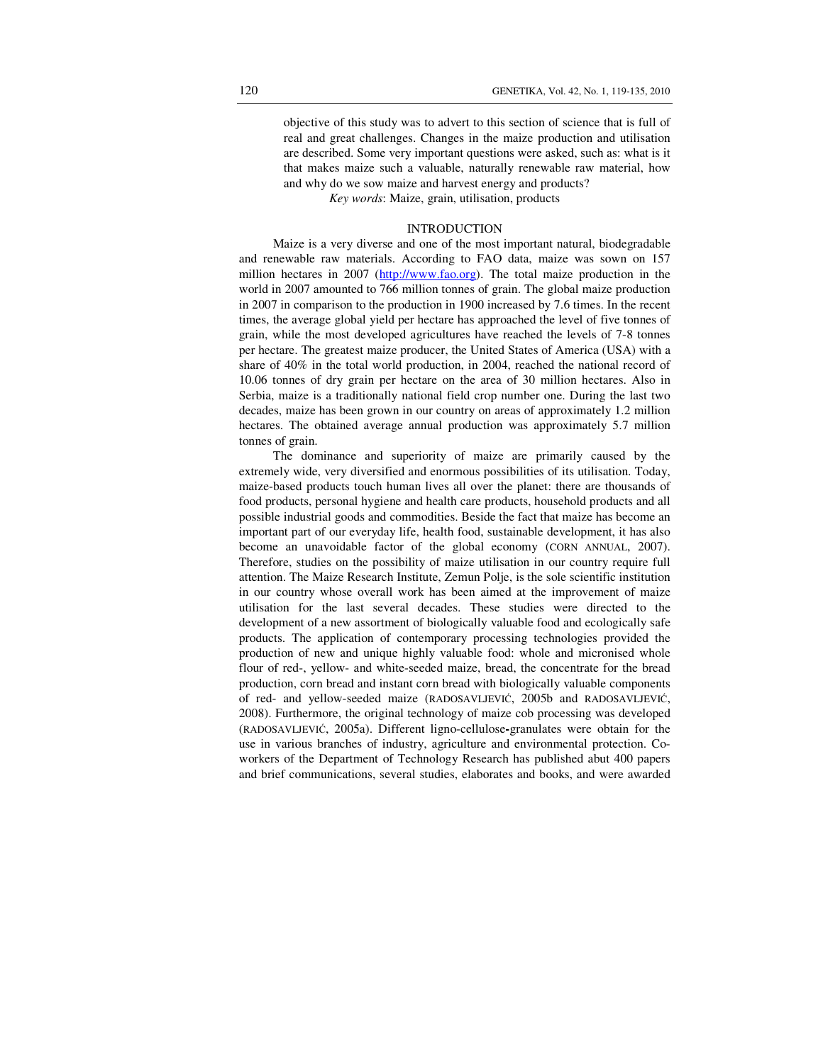objective of this study was to advert to this section of science that is full of real and great challenges. Changes in the maize production and utilisation are described. Some very important questions were asked, such as: what is it that makes maize such a valuable, naturally renewable raw material, how and why do we sow maize and harvest energy and products?

*Key words*: Maize, grain, utilisation, products

## INTRODUCTION

Maize is a very diverse and one of the most important natural, biodegradable and renewable raw materials. According to FAO data, maize was sown on 157 million hectares in 2007 (http://www.fao.org). The total maize production in the world in 2007 amounted to 766 million tonnes of grain. The global maize production in 2007 in comparison to the production in 1900 increased by 7.6 times. In the recent times, the average global yield per hectare has approached the level of five tonnes of grain, while the most developed agricultures have reached the levels of 7-8 tonnes per hectare. The greatest maize producer, the United States of America (USA) with a share of 40% in the total world production, in 2004, reached the national record of 10.06 tonnes of dry grain per hectare on the area of 30 million hectares. Also in Serbia, maize is a traditionally national field crop number one. During the last two decades, maize has been grown in our country on areas of approximately 1.2 million hectares. The obtained average annual production was approximately 5.7 million tonnes of grain.

The dominance and superiority of maize are primarily caused by the extremely wide, very diversified and enormous possibilities of its utilisation. Today, maize-based products touch human lives all over the planet: there are thousands of food products, personal hygiene and health care products, household products and all possible industrial goods and commodities. Beside the fact that maize has become an important part of our everyday life, health food, sustainable development, it has also become an unavoidable factor of the global economy (CORN ANNUAL, 2007). Therefore, studies on the possibility of maize utilisation in our country require full attention. The Maize Research Institute, Zemun Polje, is the sole scientific institution in our country whose overall work has been aimed at the improvement of maize utilisation for the last several decades. These studies were directed to the development of a new assortment of biologically valuable food and ecologically safe products. The application of contemporary processing technologies provided the production of new and unique highly valuable food: whole and micronised whole flour of red-, yellow- and white-seeded maize, bread, the concentrate for the bread production, corn bread and instant corn bread with biologically valuable components of red- and yellow-seeded maize (RADOSAVLJEVIĆ, 2005b and RADOSAVLJEVIĆ, 2008). Furthermore, the original technology of maize cob processing was developed (RADOSAVLJEVIĆ, 2005a). Different ligno-cellulose-granulates were obtain for the use in various branches of industry, agriculture and environmental protection. Co-workers of the Department of Technology Research has published abut 400 papers and brief communications, several studies, elaborates and books, and were awarded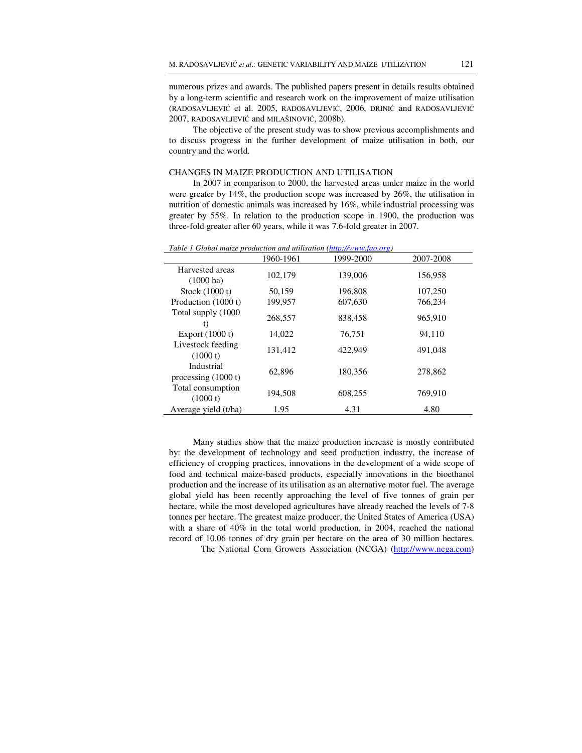numerous prizes and awards. The published papers present in details results obtained by a long-term scientific and research work on the improvement of maize utilisation (RADOSAVLJEVIĆ et al. 2005, RADOSAVLJEVIĆ, 2006, DRINIĆ and RADOSAVLJEVIĆ 2007, RADOSAVLJEVIĆ and MILAŠINOVIĆ, 2008b).

The objective of the present study was to show previous accomplishments and to discuss progress in the further development of maize utilisation in both, our country and the world.

## CHANGES IN MAIZE PRODUCTION AND UTILISATION

In 2007 in comparison to 2000, the harvested areas under maize in the world were greater by 14%, the production scope was increased by 26%, the utilisation in nutrition of domestic animals was increased by 16%, while industrial processing was greater by 55%. In relation to the production scope in 1900, the production was three-fold greater after 60 years, while it was 7.6-fold greater in 2007.

*Table 1 Global maize production and utilisation (http://www.fao.org)*

| | 1960-1961 | 1999-2000 | 2007-2008 |
|---|---|---|---|
| Harvested areas (1000 ha) | 102,179 | 139,006 | 156,958 |
| Stock (1000 t) | 50,159 | 196,808 | 107,250 |
| Production (1000 t) | 199,957 | 607,630 | 766,234 |
| Total supply (1000 t) | 268,557 | 838,458 | 965,910 |
| Export (1000 t) | 14,022 | 76,751 | 94,110 |
| Livestock feeding (1000 t) | 131,412 | 422,949 | 491,048 |
| Industrial processing (1000 t) | 62,896 | 180,356 | 278,862 |
| Total consumption (1000 t) | 194,508 | 608,255 | 769,910 |
| Average yield (t/ha) | 1.95 | 4.31 | 4.80 |

Many studies show that the maize production increase is mostly contributed by: the development of technology and seed production industry, the increase of efficiency of cropping practices, innovations in the development of a wide scope of food and technical maize-based products, especially innovations in the bioethanol production and the increase of its utilisation as an alternative motor fuel. The average global yield has been recently approaching the level of five tonnes of grain per hectare, while the most developed agricultures have already reached the levels of 7-8 tonnes per hectare. The greatest maize producer, the United States of America (USA) with a share of 40% in the total world production, in 2004, reached the national record of 10.06 tonnes of dry grain per hectare on the area of 30 million hectares. The National Corn Growers Association (NCGA) (http://www.ncga.com)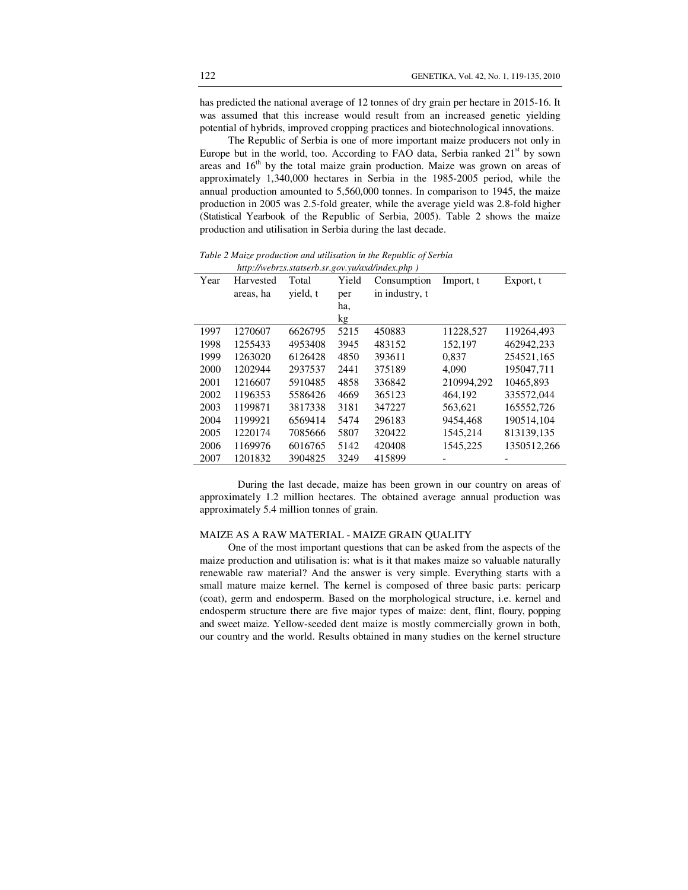has predicted the national average of 12 tonnes of dry grain per hectare in 2015-16. It was assumed that this increase would result from an increased genetic yielding potential of hybrids, improved cropping practices and biotechnological innovations.

The Republic of Serbia is one of more important maize producers not only in Europe but in the world, too. According to FAO data, Serbia ranked 21st by sown areas and 16th by the total maize grain production. Maize was grown on areas of approximately 1,340,000 hectares in Serbia in the 1985-2005 period, while the annual production amounted to 5,560,000 tonnes. In comparison to 1945, the maize production in 2005 was 2.5-fold greater, while the average yield was 2.8-fold higher (Statistical Yearbook of the Republic of Serbia, 2005). Table 2 shows the maize production and utilisation in Serbia during the last decade.

*Table 2 Maize production and utilisation in the Republic of Serbia http://webrzs.statserb.sr.gov.yu/axd/index.php )*

| Year | Harvested areas, ha | Total yield, t | Yield per ha, kg | Consumption in industry, t | Import, t | Export, t |
|---|---|---|---|---|---|---|
| 1997 | 1270607 | 6626795 | 5215 | 450883 | 11228,527 | 119264,493 |
| 1998 | 1255433 | 4953408 | 3945 | 483152 | 152,197 | 462942,233 |
| 1999 | 1263020 | 6126428 | 4850 | 393611 | 0,837 | 254521,165 |
| 2000 | 1202944 | 2937537 | 2441 | 375189 | 4,090 | 195047,711 |
| 2001 | 1216607 | 5910485 | 4858 | 336842 | 210994,292 | 10465,893 |
| 2002 | 1196353 | 5586426 | 4669 | 365123 | 464,192 | 335572,044 |
| 2003 | 1199871 | 3817338 | 3181 | 347227 | 563,621 | 165552,726 |
| 2004 | 1199921 | 6569414 | 5474 | 296183 | 9454,468 | 190514,104 |
| 2005 | 1220174 | 7085666 | 5807 | 320422 | 1545,214 | 813139,135 |
| 2006 | 1169976 | 6016765 | 5142 | 420408 | 1545,225 | 1350512,266 |
| 2007 | 1201832 | 3904825 | 3249 | 415899 | - | - |

During the last decade, maize has been grown in our country on areas of approximately 1.2 million hectares. The obtained average annual production was approximately 5.4 million tonnes of grain.

## MAIZE AS A RAW MATERIAL - MAIZE GRAIN QUALITY

One of the most important questions that can be asked from the aspects of the maize production and utilisation is: what is it that makes maize so valuable naturally renewable raw material? And the answer is very simple. Everything starts with a small mature maize kernel. The kernel is composed of three basic parts: pericarp (coat), germ and endosperm. Based on the morphological structure, i.e. kernel and endosperm structure there are five major types of maize: dent, flint, floury, popping and sweet maize. Yellow-seeded dent maize is mostly commercially grown in both, our country and the world. Results obtained in many studies on the kernel structure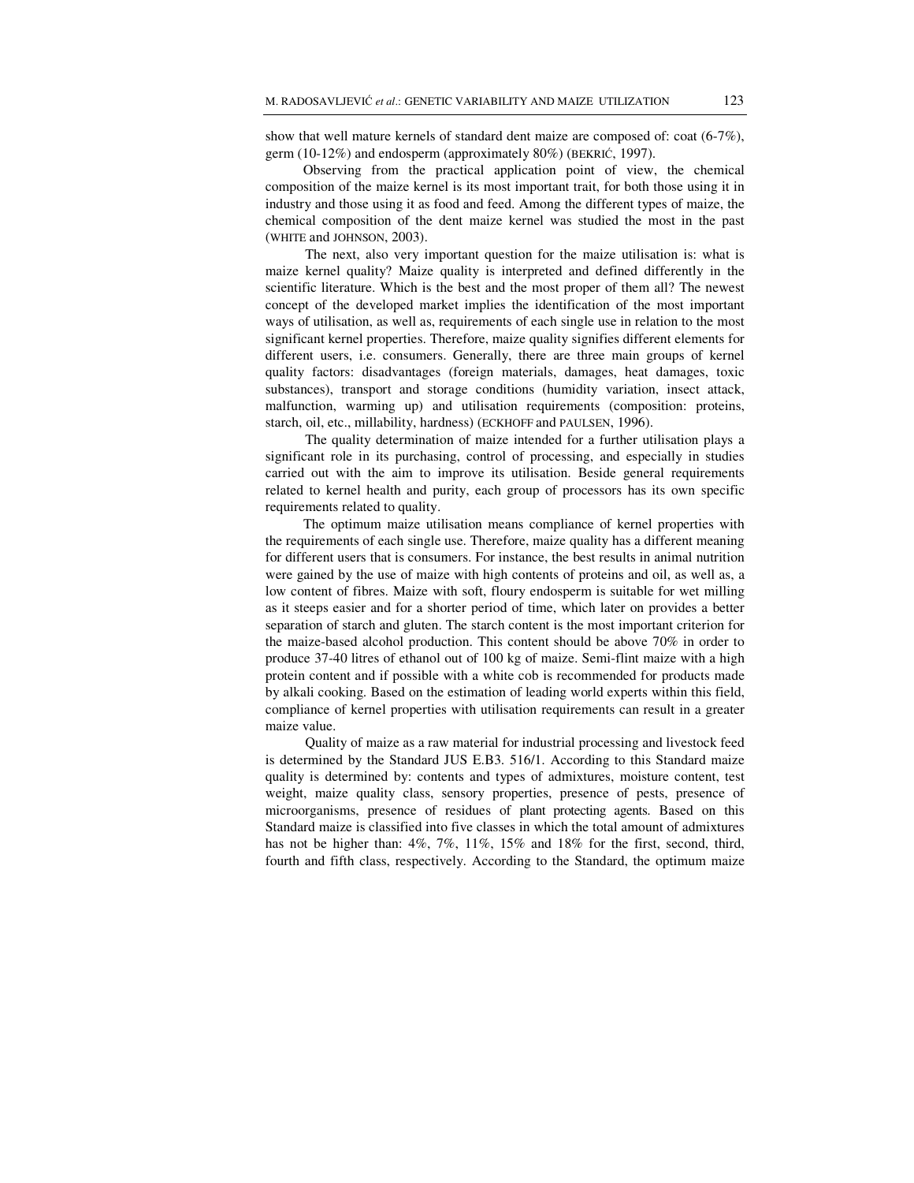show that well mature kernels of standard dent maize are composed of: coat (6-7%), germ (10-12%) and endosperm (approximately 80%) (BEKRIĆ, 1997).

Observing from the practical application point of view, the chemical composition of the maize kernel is its most important trait, for both those using it in industry and those using it as food and feed. Among the different types of maize, the chemical composition of the dent maize kernel was studied the most in the past (WHITE and JOHNSON, 2003).

The next, also very important question for the maize utilisation is: what is maize kernel quality? Maize quality is interpreted and defined differently in the scientific literature. Which is the best and the most proper of them all? The newest concept of the developed market implies the identification of the most important ways of utilisation, as well as, requirements of each single use in relation to the most significant kernel properties. Therefore, maize quality signifies different elements for different users, i.e. consumers. Generally, there are three main groups of kernel quality factors: disadvantages (foreign materials, damages, heat damages, toxic substances), transport and storage conditions (humidity variation, insect attack, malfunction, warming up) and utilisation requirements (composition: proteins, starch, oil, etc., millability, hardness) (ECKHOFF and PAULSEN, 1996).

The quality determination of maize intended for a further utilisation plays a significant role in its purchasing, control of processing, and especially in studies carried out with the aim to improve its utilisation. Beside general requirements related to kernel health and purity, each group of processors has its own specific requirements related to quality.

The optimum maize utilisation means compliance of kernel properties with the requirements of each single use. Therefore, maize quality has a different meaning for different users that is consumers. For instance, the best results in animal nutrition were gained by the use of maize with high contents of proteins and oil, as well as, a low content of fibres. Maize with soft, floury endosperm is suitable for wet milling as it steeps easier and for a shorter period of time, which later on provides a better separation of starch and gluten. The starch content is the most important criterion for the maize-based alcohol production. This content should be above 70% in order to produce 37-40 litres of ethanol out of 100 kg of maize. Semi-flint maize with a high protein content and if possible with a white cob is recommended for products made by alkali cooking. Based on the estimation of leading world experts within this field, compliance of kernel properties with utilisation requirements can result in a greater maize value.

Quality of maize as a raw material for industrial processing and livestock feed is determined by the Standard JUS E.B3. 516/1. According to this Standard maize quality is determined by: contents and types of admixtures, moisture content, test weight, maize quality class, sensory properties, presence of pests, presence of microorganisms, presence of residues of plant protecting agents. Based on this Standard maize is classified into five classes in which the total amount of admixtures has not be higher than: 4%, 7%, 11%, 15% and 18% for the first, second, third, fourth and fifth class, respectively. According to the Standard, the optimum maize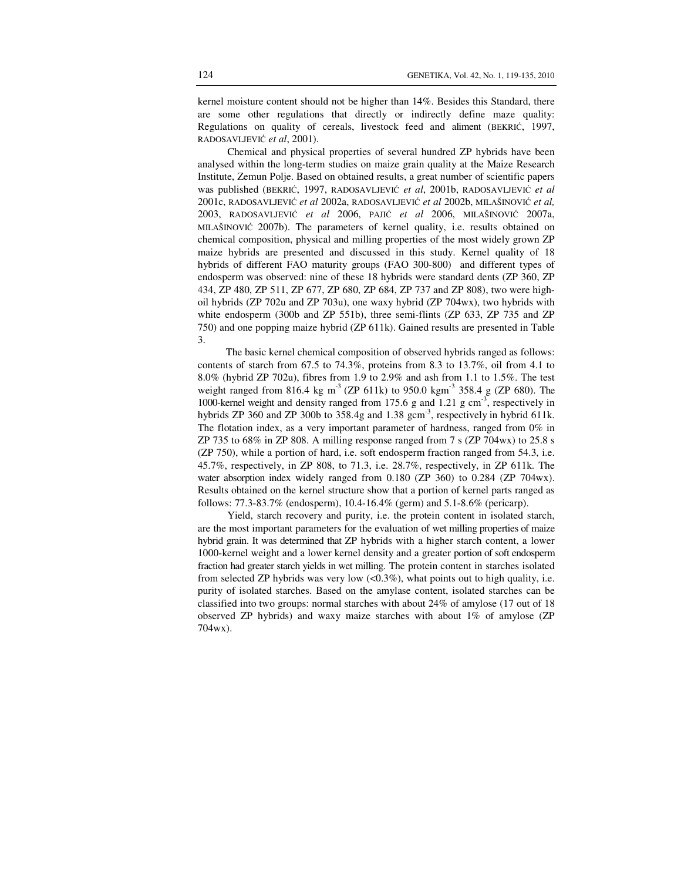kernel moisture content should not be higher than 14%. Besides this Standard, there are some other regulations that directly or indirectly define maze quality: Regulations on quality of cereals, livestock feed and aliment (BEKRIĆ, 1997, RADOSAVLJEVIĆ *et al*, 2001).

Chemical and physical properties of several hundred ZP hybrids have been analysed within the long-term studies on maize grain quality at the Maize Research Institute, Zemun Polje. Based on obtained results, a great number of scientific papers was published (BEKRIĆ, 1997, RADOSAVLJEVIĆ *et al*, 2001b, RADOSAVLJEVIĆ *et al* 2001c, RADOSAVLJEVIĆ *et al* 2002a, RADOSAVLJEVIĆ *et al* 2002b, MILAŠINOVIĆ *et al,* 2003, RADOSAVLJEVIĆ *et al* 2006, PAJIĆ *et al* 2006, MILAŠINOVIĆ 2007a, MILAŠINOVIĆ 2007b). The parameters of kernel quality, i.e. results obtained on chemical composition, physical and milling properties of the most widely grown ZP maize hybrids are presented and discussed in this study. Kernel quality of 18 hybrids of different FAO maturity groups (FAO 300-800) and different types of endosperm was observed: nine of these 18 hybrids were standard dents (ZP 360, ZP 434, ZP 480, ZP 511, ZP 677, ZP 680, ZP 684, ZP 737 and ZP 808), two were high-oil hybrids (ZP 702u and ZP 703u), one waxy hybrid (ZP 704wx), two hybrids with white endosperm (300b and ZP 551b), three semi-flints (ZP 633, ZP 735 and ZP 750) and one popping maize hybrid (ZP 611k). Gained results are presented in Table 3.

The basic kernel chemical composition of observed hybrids ranged as follows: contents of starch from 67.5 to 74.3%, proteins from 8.3 to 13.7%, oil from 4.1 to 8.0% (hybrid ZP 702u), fibres from 1.9 to 2.9% and ash from 1.1 to 1.5%. The test weight ranged from 816.4 kg m$^{-3}$ (ZP 611k) to 950.0 kgm$^{-3}$ 358.4 g (ZP 680). The 1000-kernel weight and density ranged from 175.6 g and 1.21 g cm$^{-3}$, respectively in hybrids ZP 360 and ZP 300b to 358.4g and 1.38 gcm$^{-3}$, respectively in hybrid 611k. The flotation index, as a very important parameter of hardness, ranged from 0% in ZP 735 to 68% in ZP 808. A milling response ranged from 7 s (ZP 704wx) to 25.8 s (ZP 750), while a portion of hard, i.e. soft endosperm fraction ranged from 54.3, i.e. 45.7%, respectively, in ZP 808, to 71.3, i.e. 28.7%, respectively, in ZP 611k. The water absorption index widely ranged from 0.180 (ZP 360) to 0.284 (ZP 704wx). Results obtained on the kernel structure show that a portion of kernel parts ranged as follows: 77.3-83.7% (endosperm), 10.4-16.4% (germ) and 5.1-8.6% (pericarp).

Yield, starch recovery and purity, i.e. the protein content in isolated starch, are the most important parameters for the evaluation of wet milling properties of maize hybrid grain. It was determined that ZP hybrids with a higher starch content, a lower 1000-kernel weight and a lower kernel density and a greater portion of soft endosperm fraction had greater starch yields in wet milling. The protein content in starches isolated from selected ZP hybrids was very low (<0.3%), what points out to high quality, i.e. purity of isolated starches. Based on the amylase content, isolated starches can be classified into two groups: normal starches with about 24% of amylose (17 out of 18 observed ZP hybrids) and waxy maize starches with about 1% of amylose (ZP 704wx).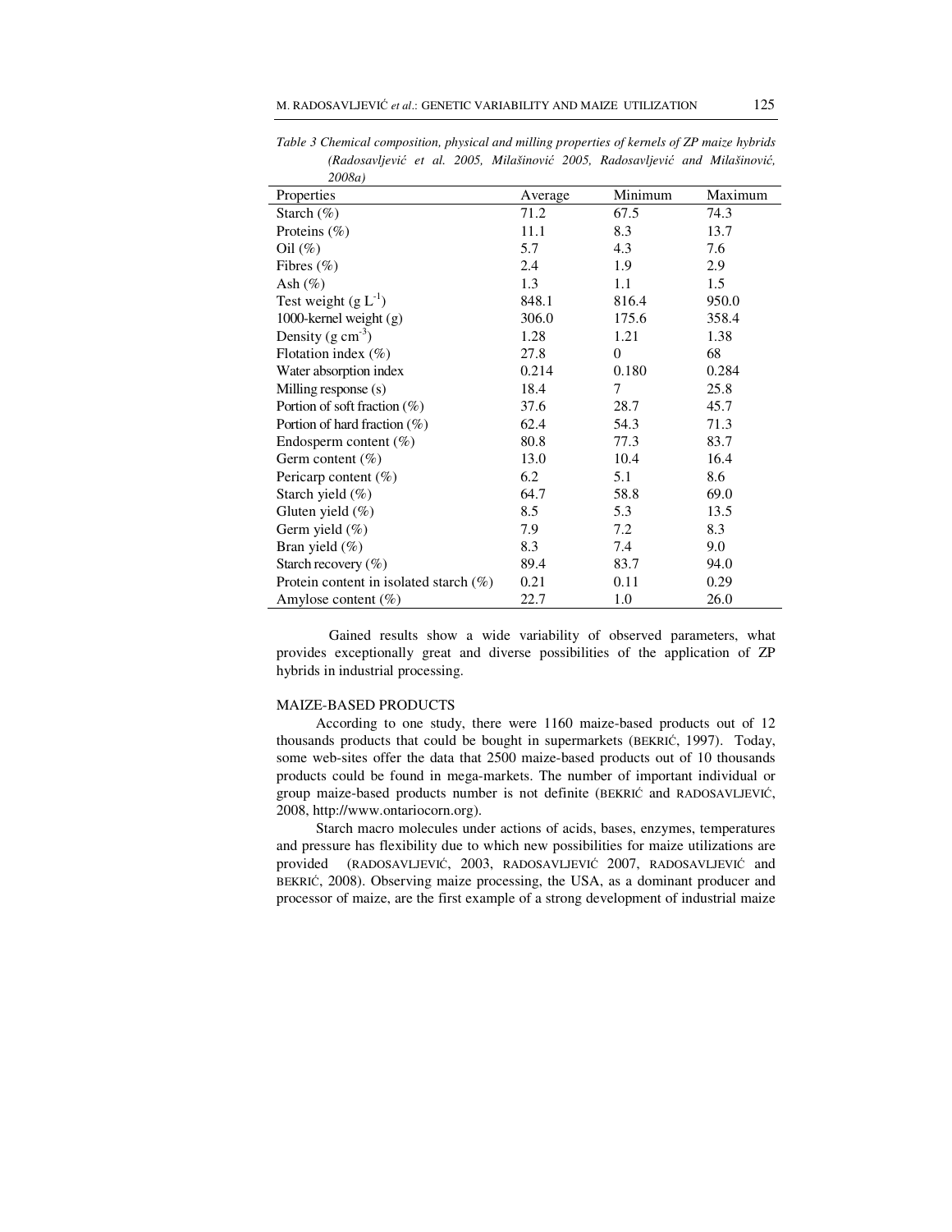*Table 3 Chemical composition, physical and milling properties of kernels of ZP maize hybrids (Radosavljević et al. 2005, Milašinović 2005, Radosavljević and Milašinović, 2008a)*

| Properties | Average | Minimum | Maximum |
|---|---|---|---|
| Starch (%) | 71.2 | 67.5 | 74.3 |
| Proteins (%) | 11.1 | 8.3 | 13.7 |
| Oil (%) | 5.7 | 4.3 | 7.6 |
| Fibres (%) | 2.4 | 1.9 | 2.9 |
| Ash (%) | 1.3 | 1.1 | 1.5 |
| Test weight (g $L^{-1}$) | 848.1 | 816.4 | 950.0 |
| 1000-kernel weight (g) | 306.0 | 175.6 | 358.4 |
| Density (g $cm^{-3}$) | 1.28 | 1.21 | 1.38 |
| Flotation index (%) | 27.8 | 0 | 68 |
| Water absorption index | 0.214 | 0.180 | 0.284 |
| Milling response (s) | 18.4 | 7 | 25.8 |
| Portion of soft fraction (%) | 37.6 | 28.7 | 45.7 |
| Portion of hard fraction (%) | 62.4 | 54.3 | 71.3 |
| Endosperm content (%) | 80.8 | 77.3 | 83.7 |
| Germ content (%) | 13.0 | 10.4 | 16.4 |
| Pericarp content (%) | 6.2 | 5.1 | 8.6 |
| Starch yield (%) | 64.7 | 58.8 | 69.0 |
| Gluten yield (%) | 8.5 | 5.3 | 13.5 |
| Germ yield (%) | 7.9 | 7.2 | 8.3 |
| Bran yield (%) | 8.3 | 7.4 | 9.0 |
| Starch recovery (%) | 89.4 | 83.7 | 94.0 |
| Protein content in isolated starch (%) | 0.21 | 0.11 | 0.29 |
| Amylose content (%) | 22.7 | 1.0 | 26.0 |

Gained results show a wide variability of observed parameters, what provides exceptionally great and diverse possibilities of the application of ZP hybrids in industrial processing.

## MAIZE-BASED PRODUCTS

According to one study, there were 1160 maize-based products out of 12 thousands products that could be bought in supermarkets (BEKRIĆ, 1997). Today, some web-sites offer the data that 2500 maize-based products out of 10 thousands products could be found in mega-markets. The number of important individual or group maize-based products number is not definite (BEKRIĆ and RADOSAVLJEVIĆ, 2008, http://www.ontariocorn.org).

Starch macro molecules under actions of acids, bases, enzymes, temperatures and pressure has flexibility due to which new possibilities for maize utilizations are provided (RADOSAVLJEVIĆ, 2003, RADOSAVLJEVIĆ 2007, RADOSAVLJEVIĆ and BEKRIĆ, 2008). Observing maize processing, the USA, as a dominant producer and processor of maize, are the first example of a strong development of industrial maize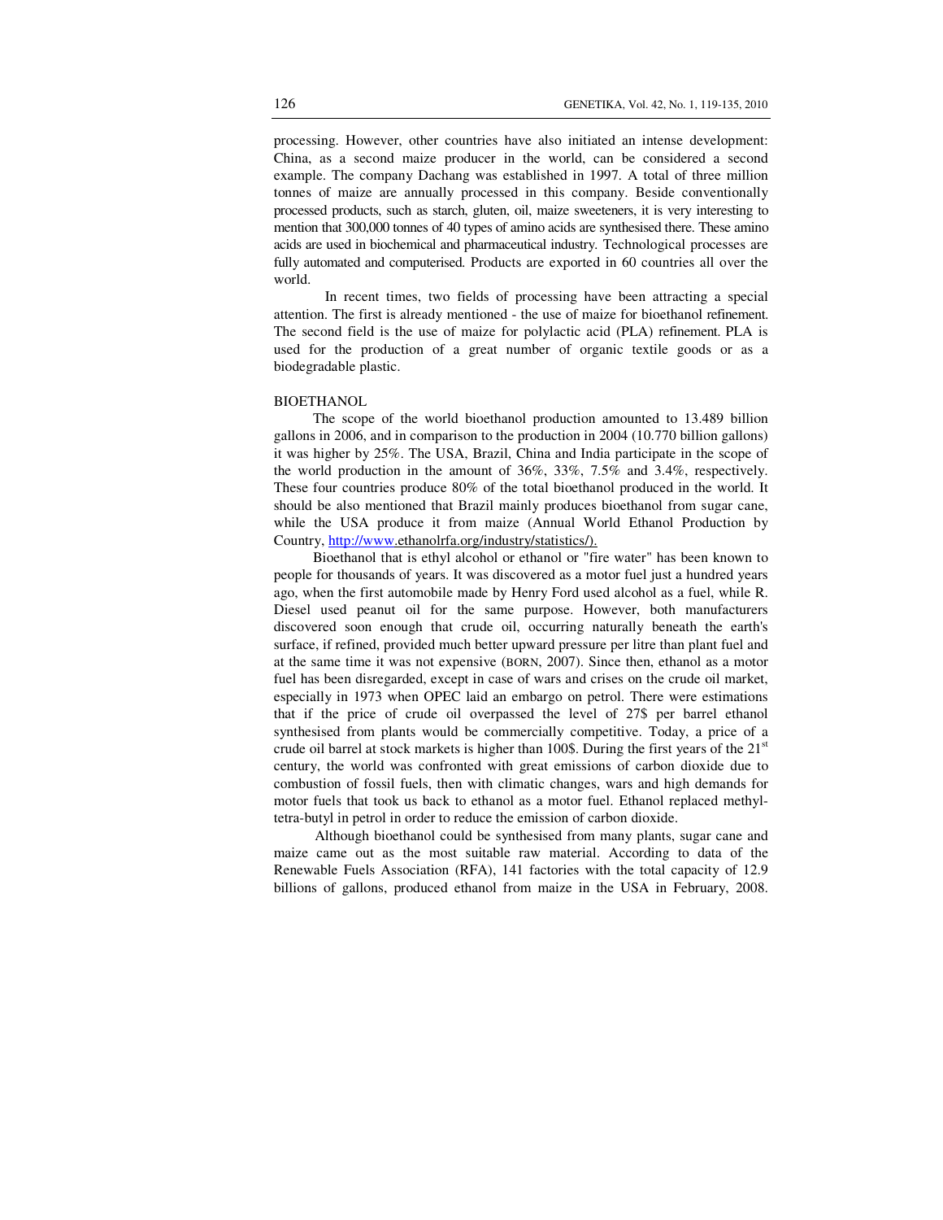processing. However, other countries have also initiated an intense development: China, as a second maize producer in the world, can be considered a second example. The company Dachang was established in 1997. A total of three million tonnes of maize are annually processed in this company. Beside conventionally processed products, such as starch, gluten, oil, maize sweeteners, it is very interesting to mention that 300,000 tonnes of 40 types of amino acids are synthesised there. These amino acids are used in biochemical and pharmaceutical industry. Technological processes are fully automated and computerised. Products are exported in 60 countries all over the world.

In recent times, two fields of processing have been attracting a special attention. The first is already mentioned - the use of maize for bioethanol refinement. The second field is the use of maize for polylactic acid (PLA) refinement. PLA is used for the production of a great number of organic textile goods or as a biodegradable plastic.

## BIOETHANOL

The scope of the world bioethanol production amounted to 13.489 billion gallons in 2006, and in comparison to the production in 2004 (10.770 billion gallons) it was higher by 25%. The USA, Brazil, China and India participate in the scope of the world production in the amount of 36%, 33%, 7.5% and 3.4%, respectively. These four countries produce 80% of the total bioethanol produced in the world. It should be also mentioned that Brazil mainly produces bioethanol from sugar cane, while the USA produce it from maize (Annual World Ethanol Production by Country, http://www.ethanolrfa.org/industry/statistics/).

Bioethanol that is ethyl alcohol or ethanol or "fire water" has been known to people for thousands of years. It was discovered as a motor fuel just a hundred years ago, when the first automobile made by Henry Ford used alcohol as a fuel, while R. Diesel used peanut oil for the same purpose. However, both manufacturers discovered soon enough that crude oil, occurring naturally beneath the earth's surface, if refined, provided much better upward pressure per litre than plant fuel and at the same time it was not expensive (BORN, 2007). Since then, ethanol as a motor fuel has been disregarded, except in case of wars and crises on the crude oil market, especially in 1973 when OPEC laid an embargo on petrol. There were estimations that if the price of crude oil overpassed the level of 27$ per barrel ethanol synthesised from plants would be commercially competitive. Today, a price of a crude oil barrel at stock markets is higher than 100$. During the first years of the 21st century, the world was confronted with great emissions of carbon dioxide due to combustion of fossil fuels, then with climatic changes, wars and high demands for motor fuels that took us back to ethanol as a motor fuel. Ethanol replaced methyl-tetra-butyl in petrol in order to reduce the emission of carbon dioxide.

Although bioethanol could be synthesised from many plants, sugar cane and maize came out as the most suitable raw material. According to data of the Renewable Fuels Association (RFA), 141 factories with the total capacity of 12.9 billions of gallons, produced ethanol from maize in the USA in February, 2008.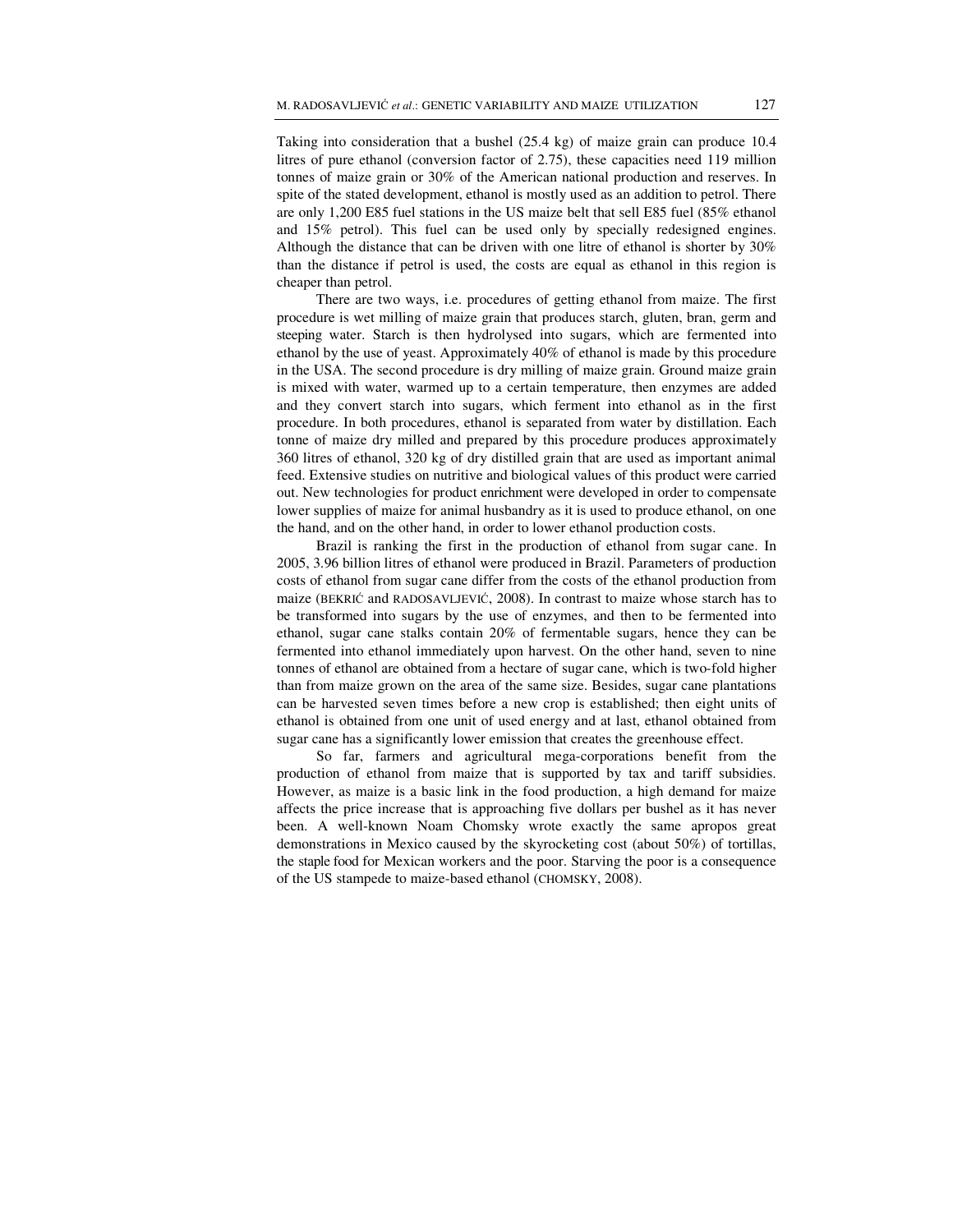Taking into consideration that a bushel (25.4 kg) of maize grain can produce 10.4 litres of pure ethanol (conversion factor of 2.75), these capacities need 119 million tonnes of maize grain or 30% of the American national production and reserves. In spite of the stated development, ethanol is mostly used as an addition to petrol. There are only 1,200 E85 fuel stations in the US maize belt that sell E85 fuel (85% ethanol and 15% petrol). This fuel can be used only by specially redesigned engines. Although the distance that can be driven with one litre of ethanol is shorter by 30% than the distance if petrol is used, the costs are equal as ethanol in this region is cheaper than petrol.

There are two ways, i.e. procedures of getting ethanol from maize. The first procedure is wet milling of maize grain that produces starch, gluten, bran, germ and steeping water. Starch is then hydrolysed into sugars, which are fermented into ethanol by the use of yeast. Approximately 40% of ethanol is made by this procedure in the USA. The second procedure is dry milling of maize grain. Ground maize grain is mixed with water, warmed up to a certain temperature, then enzymes are added and they convert starch into sugars, which ferment into ethanol as in the first procedure. In both procedures, ethanol is separated from water by distillation. Each tonne of maize dry milled and prepared by this procedure produces approximately 360 litres of ethanol, 320 kg of dry distilled grain that are used as important animal feed. Extensive studies on nutritive and biological values of this product were carried out. New technologies for product enrichment were developed in order to compensate lower supplies of maize for animal husbandry as it is used to produce ethanol, on one the hand, and on the other hand, in order to lower ethanol production costs.

Brazil is ranking the first in the production of ethanol from sugar cane. In 2005, 3.96 billion litres of ethanol were produced in Brazil. Parameters of production costs of ethanol from sugar cane differ from the costs of the ethanol production from maize (BEKRIĆ and RADOSAVLJEVIĆ, 2008). In contrast to maize whose starch has to be transformed into sugars by the use of enzymes, and then to be fermented into ethanol, sugar cane stalks contain 20% of fermentable sugars, hence they can be fermented into ethanol immediately upon harvest. On the other hand, seven to nine tonnes of ethanol are obtained from a hectare of sugar cane, which is two-fold higher than from maize grown on the area of the same size. Besides, sugar cane plantations can be harvested seven times before a new crop is established; then eight units of ethanol is obtained from one unit of used energy and at last, ethanol obtained from sugar cane has a significantly lower emission that creates the greenhouse effect.

So far, farmers and agricultural mega-corporations benefit from the production of ethanol from maize that is supported by tax and tariff subsidies. However, as maize is a basic link in the food production, a high demand for maize affects the price increase that is approaching five dollars per bushel as it has never been. A well-known Noam Chomsky wrote exactly the same apropos great demonstrations in Mexico caused by the skyrocketing cost (about 50%) of tortillas, the staple food for Mexican workers and the poor. Starving the poor is a consequence of the US stampede to maize-based ethanol (CHOMSKY, 2008).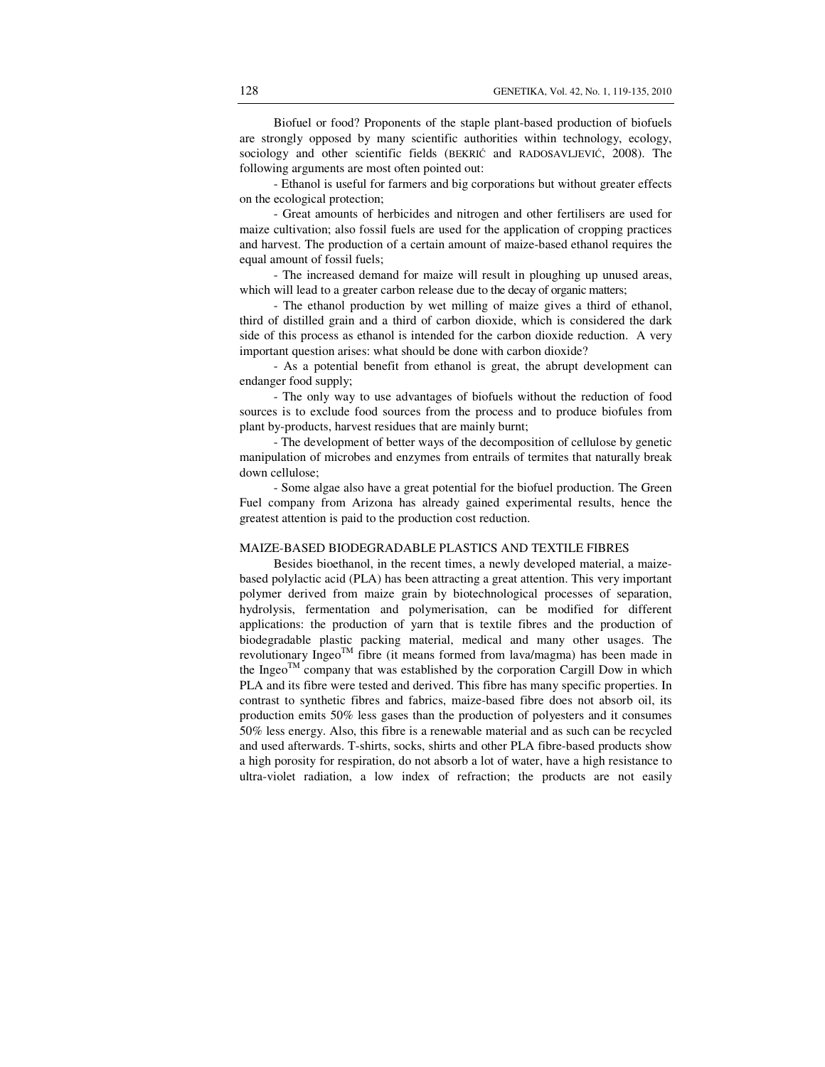Biofuel or food? Proponents of the staple plant-based production of biofuels are strongly opposed by many scientific authorities within technology, ecology, sociology and other scientific fields (BEKRIĆ and RADOSAVLJEVIĆ, 2008). The following arguments are most often pointed out:

- Ethanol is useful for farmers and big corporations but without greater effects on the ecological protection;
- Great amounts of herbicides and nitrogen and other fertilisers are used for maize cultivation; also fossil fuels are used for the application of cropping practices and harvest. The production of a certain amount of maize-based ethanol requires the equal amount of fossil fuels;
- The increased demand for maize will result in ploughing up unused areas, which will lead to a greater carbon release due to the decay of organic matters;
- The ethanol production by wet milling of maize gives a third of ethanol, third of distilled grain and a third of carbon dioxide, which is considered the dark side of this process as ethanol is intended for the carbon dioxide reduction. A very important question arises: what should be done with carbon dioxide?
- As a potential benefit from ethanol is great, the abrupt development can endanger food supply;
- The only way to use advantages of biofuels without the reduction of food sources is to exclude food sources from the process and to produce biofules from plant by-products, harvest residues that are mainly burnt;
- The development of better ways of the decomposition of cellulose by genetic manipulation of microbes and enzymes from entrails of termites that naturally break down cellulose;
- Some algae also have a great potential for the biofuel production. The Green Fuel company from Arizona has already gained experimental results, hence the greatest attention is paid to the production cost reduction.

## MAIZE-BASED BIODEGRADABLE PLASTICS AND TEXTILE FIBRES

Besides bioethanol, in the recent times, a newly developed material, a maize-based polylactic acid (PLA) has been attracting a great attention. This very important polymer derived from maize grain by biotechnological processes of separation, hydrolysis, fermentation and polymerisation, can be modified for different applications: the production of yarn that is textile fibres and the production of biodegradable plastic packing material, medical and many other usages. The revolutionary Ingeo™ fibre (it means formed from lava/magma) has been made in the Ingeo™ company that was established by the corporation Cargill Dow in which PLA and its fibre were tested and derived. This fibre has many specific properties. In contrast to synthetic fibres and fabrics, maize-based fibre does not absorb oil, its production emits 50% less gases than the production of polyesters and it consumes 50% less energy. Also, this fibre is a renewable material and as such can be recycled and used afterwards. T-shirts, socks, shirts and other PLA fibre-based products show a high porosity for respiration, do not absorb a lot of water, have a high resistance to ultra-violet radiation, a low index of refraction; the products are not easily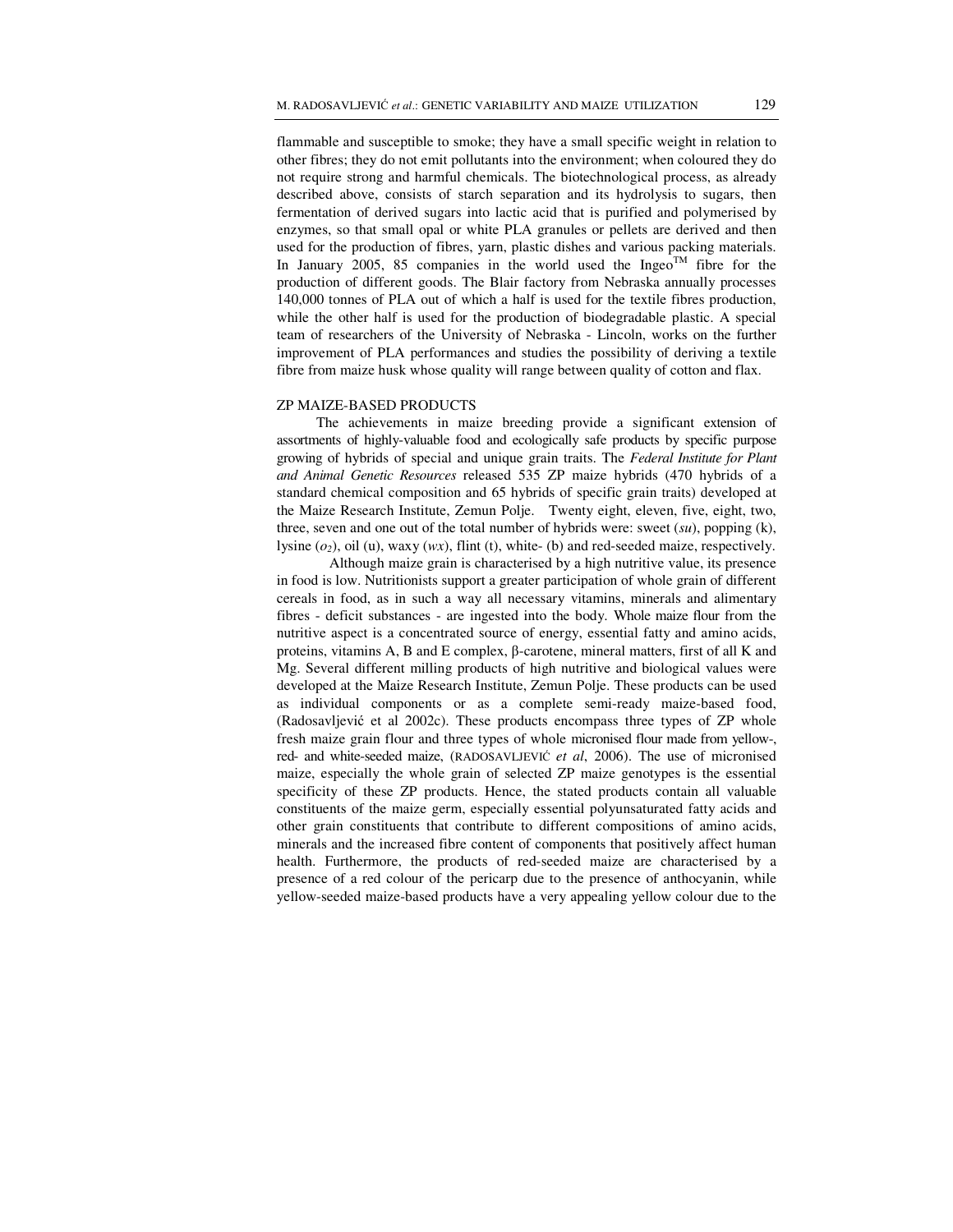flammable and susceptible to smoke; they have a small specific weight in relation to other fibres; they do not emit pollutants into the environment; when coloured they do not require strong and harmful chemicals. The biotechnological process, as already described above, consists of starch separation and its hydrolysis to sugars, then fermentation of derived sugars into lactic acid that is purified and polymerised by enzymes, so that small opal or white PLA granules or pellets are derived and then used for the production of fibres, yarn, plastic dishes and various packing materials. In January 2005, 85 companies in the world used the Ingeo™ fibre for the production of different goods. The Blair factory from Nebraska annually processes 140,000 tonnes of PLA out of which a half is used for the textile fibres production, while the other half is used for the production of biodegradable plastic. A special team of researchers of the University of Nebraska - Lincoln, works on the further improvement of PLA performances and studies the possibility of deriving a textile fibre from maize husk whose quality will range between quality of cotton and flax.

## ZP MAIZE-BASED PRODUCTS

The achievements in maize breeding provide a significant extension of assortments of highly-valuable food and ecologically safe products by specific purpose growing of hybrids of special and unique grain traits. The *Federal Institute for Plant and Animal Genetic Resources* released 535 ZP maize hybrids (470 hybrids of a standard chemical composition and 65 hybrids of specific grain traits) developed at the Maize Research Institute, Zemun Polje. Twenty eight, eleven, five, eight, two, three, seven and one out of the total number of hybrids were: sweet (*su*), popping (k), lysine ($o_2$), oil (u), waxy (*wx*), flint (t), white- (b) and red-seeded maize, respectively.

Although maize grain is characterised by a high nutritive value, its presence in food is low. Nutritionists support a greater participation of whole grain of different cereals in food, as in such a way all necessary vitamins, minerals and alimentary fibres - deficit substances - are ingested into the body. Whole maize flour from the nutritive aspect is a concentrated source of energy, essential fatty and amino acids, proteins, vitamins A, B and E complex, β-carotene, mineral matters, first of all K and Mg. Several different milling products of high nutritive and biological values were developed at the Maize Research Institute, Zemun Polje. These products can be used as individual components or as a complete semi-ready maize-based food, (Radosavljević et al 2002c). These products encompass three types of ZP whole fresh maize grain flour and three types of whole micronised flour made from yellow-, red- and white-seeded maize, (RADOSAVLJEVIĆ *et al*, 2006). The use of micronised maize, especially the whole grain of selected ZP maize genotypes is the essential specificity of these ZP products. Hence, the stated products contain all valuable constituents of the maize germ, especially essential polyunsaturated fatty acids and other grain constituents that contribute to different compositions of amino acids, minerals and the increased fibre content of components that positively affect human health. Furthermore, the products of red-seeded maize are characterised by a presence of a red colour of the pericarp due to the presence of anthocyanin, while yellow-seeded maize-based products have a very appealing yellow colour due to the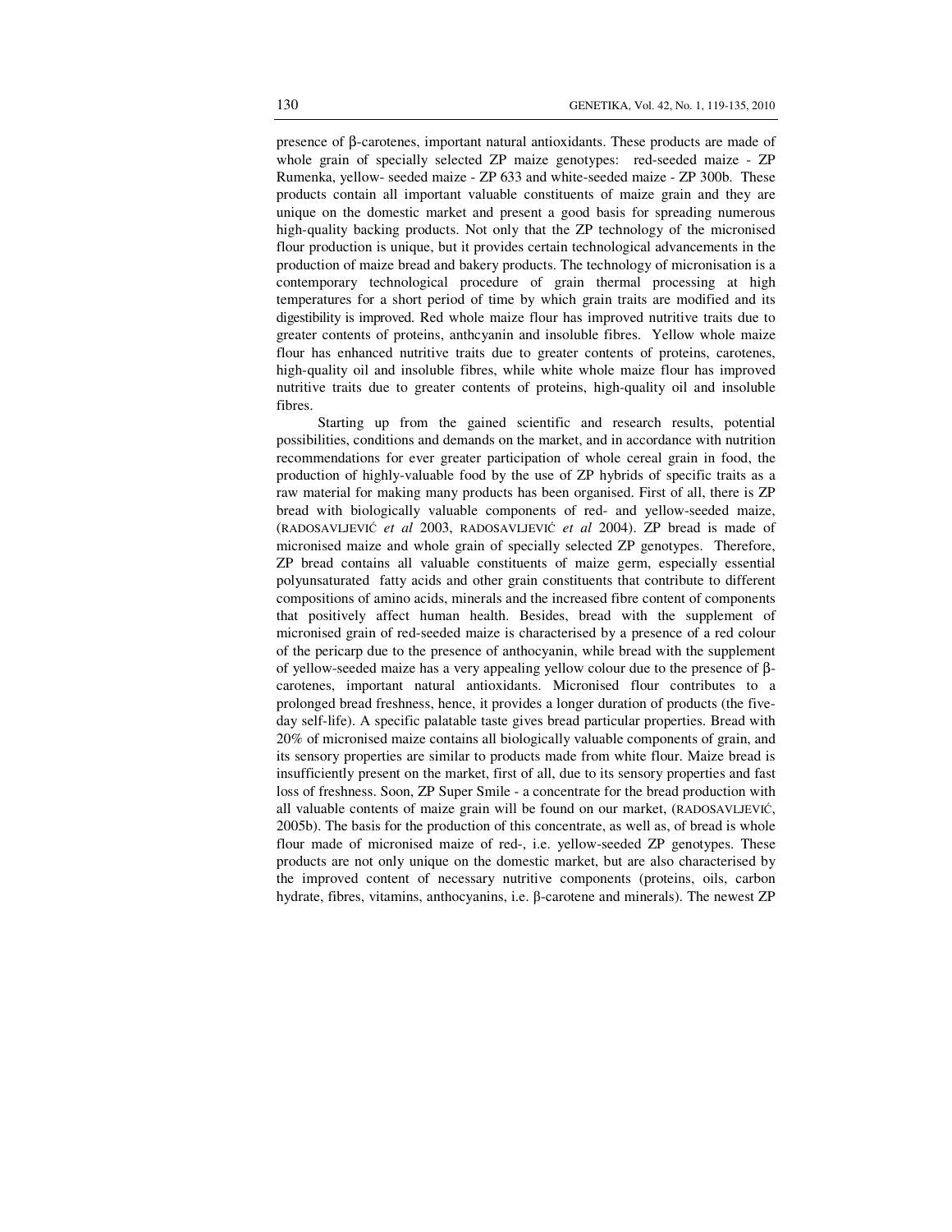presence of β-carotenes, important natural antioxidants. These products are made of whole grain of specially selected ZP maize genotypes: red-seeded maize - ZP Rumenka, yellow- seeded maize - ZP 633 and white-seeded maize - ZP 300b. These products contain all important valuable constituents of maize grain and they are unique on the domestic market and present a good basis for spreading numerous high-quality backing products. Not only that the ZP technology of the micronised flour production is unique, but it provides certain technological advancements in the production of maize bread and bakery products. The technology of micronisation is a contemporary technological procedure of grain thermal processing at high temperatures for a short period of time by which grain traits are modified and its digestibility is improved. Red whole maize flour has improved nutritive traits due to greater contents of proteins, anthcyanin and insoluble fibres. Yellow whole maize flour has enhanced nutritive traits due to greater contents of proteins, carotenes, high-quality oil and insoluble fibres, while white whole maize flour has improved nutritive traits due to greater contents of proteins, high-quality oil and insoluble fibres.

Starting up from the gained scientific and research results, potential possibilities, conditions and demands on the market, and in accordance with nutrition recommendations for ever greater participation of whole cereal grain in food, the production of highly-valuable food by the use of ZP hybrids of specific traits as a raw material for making many products has been organised. First of all, there is ZP bread with biologically valuable components of red- and yellow-seeded maize, (RADOSAVLJEVIĆ *et al* 2003, RADOSAVLJEVIĆ *et al* 2004). ZP bread is made of micronised maize and whole grain of specially selected ZP genotypes. Therefore, ZP bread contains all valuable constituents of maize germ, especially essential polyunsaturated fatty acids and other grain constituents that contribute to different compositions of amino acids, minerals and the increased fibre content of components that positively affect human health. Besides, bread with the supplement of micronised grain of red-seeded maize is characterised by a presence of a red colour of the pericarp due to the presence of anthocyanin, while bread with the supplement of yellow-seeded maize has a very appealing yellow colour due to the presence of β-carotenes, important natural antioxidants. Micronised flour contributes to a prolonged bread freshness, hence, it provides a longer duration of products (the five-day self-life). A specific palatable taste gives bread particular properties. Bread with 20% of micronised maize contains all biologically valuable components of grain, and its sensory properties are similar to products made from white flour. Maize bread is insufficiently present on the market, first of all, due to its sensory properties and fast loss of freshness. Soon, ZP Super Smile - a concentrate for the bread production with all valuable contents of maize grain will be found on our market, (RADOSAVLJEVIĆ, 2005b). The basis for the production of this concentrate, as well as, of bread is whole flour made of micronised maize of red-, i.e. yellow-seeded ZP genotypes. These products are not only unique on the domestic market, but are also characterised by the improved content of necessary nutritive components (proteins, oils, carbon hydrate, fibres, vitamins, anthocyanins, i.e. β-carotene and minerals). The newest ZP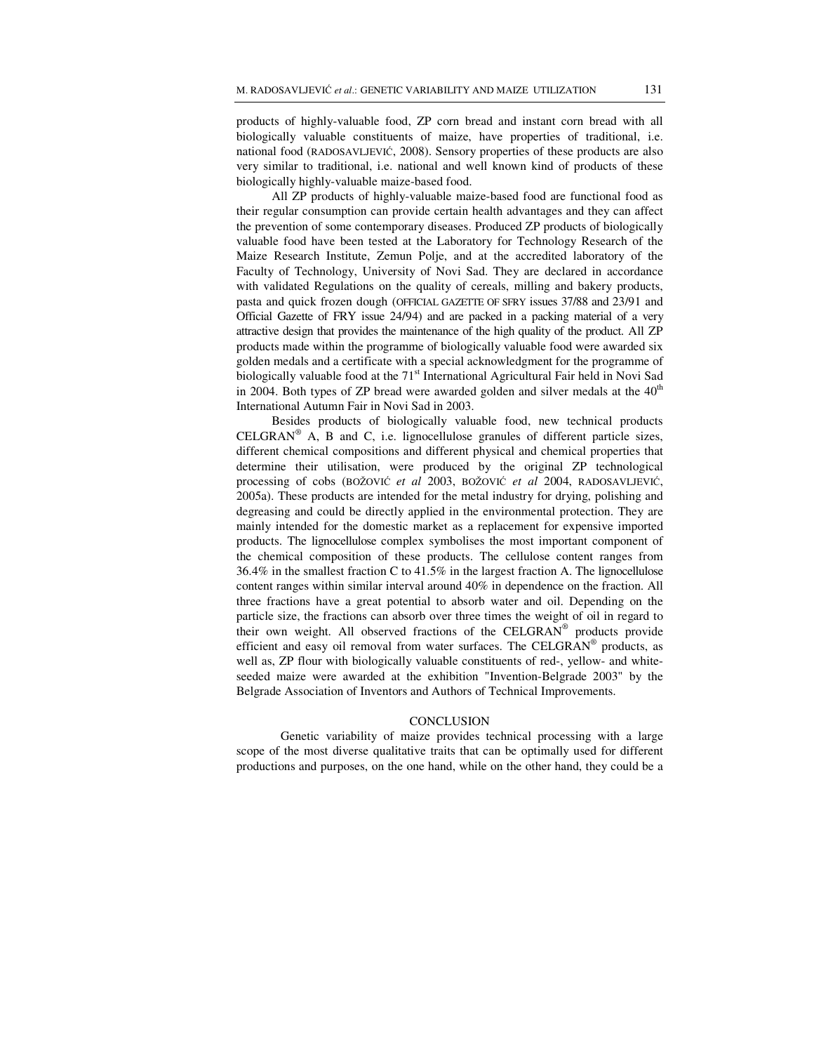products of highly-valuable food, ZP corn bread and instant corn bread with all biologically valuable constituents of maize, have properties of traditional, i.e. national food (RADOSAVLJEVIĆ, 2008). Sensory properties of these products are also very similar to traditional, i.e. national and well known kind of products of these biologically highly-valuable maize-based food.

All ZP products of highly-valuable maize-based food are functional food as their regular consumption can provide certain health advantages and they can affect the prevention of some contemporary diseases. Produced ZP products of biologically valuable food have been tested at the Laboratory for Technology Research of the Maize Research Institute, Zemun Polje, and at the accredited laboratory of the Faculty of Technology, University of Novi Sad. They are declared in accordance with validated Regulations on the quality of cereals, milling and bakery products, pasta and quick frozen dough (OFFICIAL GAZETTE OF SFRY issues 37/88 and 23/91 and Official Gazette of FRY issue 24/94) and are packed in a packing material of a very attractive design that provides the maintenance of the high quality of the product. All ZP products made within the programme of biologically valuable food were awarded six golden medals and a certificate with a special acknowledgment for the programme of biologically valuable food at the 71st International Agricultural Fair held in Novi Sad in 2004. Both types of ZP bread were awarded golden and silver medals at the 40th International Autumn Fair in Novi Sad in 2003.

Besides products of biologically valuable food, new technical products CELGRAN® A, B and C, i.e. lignocellulose granules of different particle sizes, different chemical compositions and different physical and chemical properties that determine their utilisation, were produced by the original ZP technological processing of cobs (BOŽOVIĆ *et al* 2003, BOŽOVIĆ *et al* 2004, RADOSAVLJEVIĆ, 2005a). These products are intended for the metal industry for drying, polishing and degreasing and could be directly applied in the environmental protection. They are mainly intended for the domestic market as a replacement for expensive imported products. The lignocellulose complex symbolises the most important component of the chemical composition of these products. The cellulose content ranges from 36.4% in the smallest fraction C to 41.5% in the largest fraction A. The lignocellulose content ranges within similar interval around 40% in dependence on the fraction. All three fractions have a great potential to absorb water and oil. Depending on the particle size, the fractions can absorb over three times the weight of oil in regard to their own weight. All observed fractions of the CELGRAN® products provide efficient and easy oil removal from water surfaces. The CELGRAN® products, as well as, ZP flour with biologically valuable constituents of red-, yellow- and white-seeded maize were awarded at the exhibition "Invention-Belgrade 2003" by the Belgrade Association of Inventors and Authors of Technical Improvements.

## CONCLUSION

Genetic variability of maize provides technical processing with a large scope of the most diverse qualitative traits that can be optimally used for different productions and purposes, on the one hand, while on the other hand, they could be a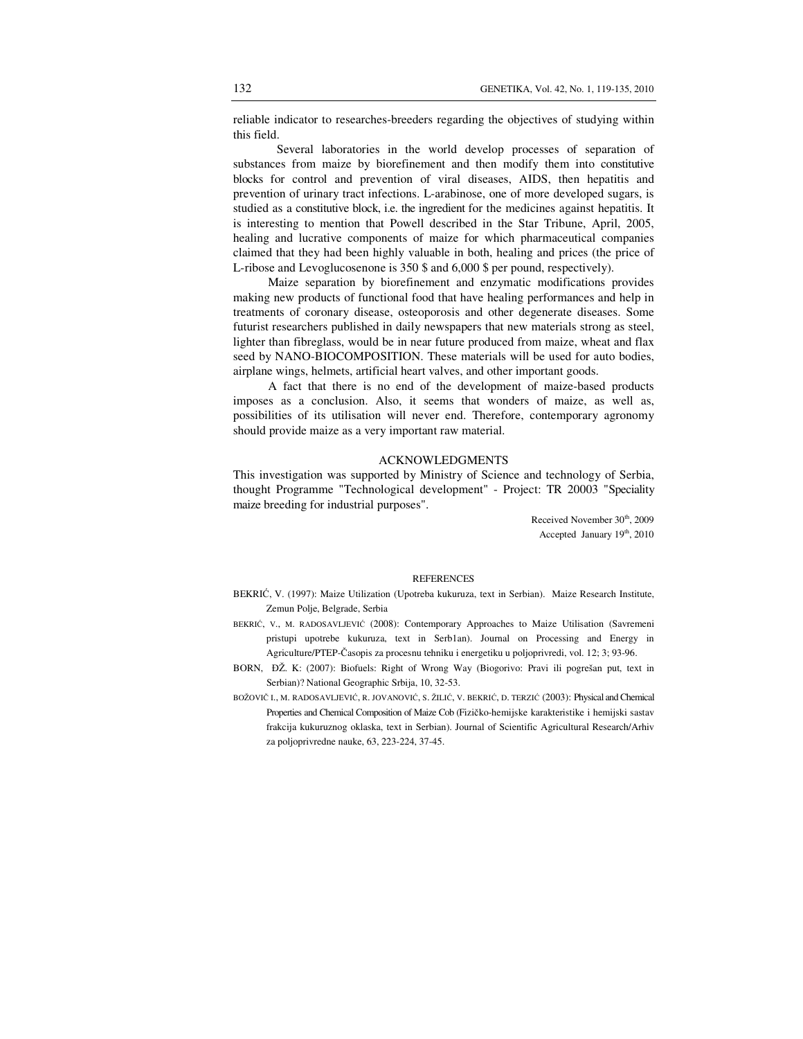reliable indicator to researches-breeders regarding the objectives of studying within this field.

Several laboratories in the world develop processes of separation of substances from maize by biorefinement and then modify them into constitutive blocks for control and prevention of viral diseases, AIDS, then hepatitis and prevention of urinary tract infections. L-arabinose, one of more developed sugars, is studied as a constitutive block, i.e. the ingredient for the medicines against hepatitis. It is interesting to mention that Powell described in the Star Tribune, April, 2005, healing and lucrative components of maize for which pharmaceutical companies claimed that they had been highly valuable in both, healing and prices (the price of L-ribose and Levoglucosenone is 350 $ and 6,000 $ per pound, respectively).

Maize separation by biorefinement and enzymatic modifications provides making new products of functional food that have healing performances and help in treatments of coronary disease, osteoporosis and other degenerate diseases. Some futurist researchers published in daily newspapers that new materials strong as steel, lighter than fibreglass, would be in near future produced from maize, wheat and flax seed by NANO-BIOCOMPOSITION. These materials will be used for auto bodies, airplane wings, helmets, artificial heart valves, and other important goods.

A fact that there is no end of the development of maize-based products imposes as a conclusion. Also, it seems that wonders of maize, as well as, possibilities of its utilisation will never end. Therefore, contemporary agronomy should provide maize as a very important raw material.

## ACKNOWLEDGMENTS

This investigation was supported by Ministry of Science and technology of Serbia, thought Programme "Technological development" - Project: TR 20003 "Speciality maize breeding for industrial purposes".

Received November 30th, 2009
Accepted January 19th, 2010

## REFERENCES

BEKRIĆ, V. (1997): Maize Utilization (Upotreba kukuruza, text in Serbian). Maize Research Institute, Zemun Polje, Belgrade, Serbia

BEKRIĆ, V., M. RADOSAVLJEVIĆ (2008): Contemporary Approaches to Maize Utilisation (Savremeni pristupi upotrebe kukuruza, text in Serb1an). Journal on Processing and Energy in Agriculture/PTEP-Časopis za procesnu tehniku i energetiku u poljoprivredi, vol. 12; 3; 93-96.

BORN, ĐŽ. K: (2007): Biofuels: Right of Wrong Way (Biogorivo: Pravi ili pogrešan put, text in Serbian)? National Geographic Srbija, 10, 32-53.

BOŽOVIČ I., M. RADOSAVLJEVIĆ, R. JOVANOVIĆ, S. ŽILIĆ, V. BEKRIĆ, D. TERZIĆ (2003): Physical and Chemical Properties and Chemical Composition of Maize Cob (Fizičko-hemijske karakteristike i hemijski sastav frakcija kukuruznog oklaska, text in Serbian). Journal of Scientific Agricultural Research/Arhiv za poljoprivredne nauke, 63, 223-224, 37-45.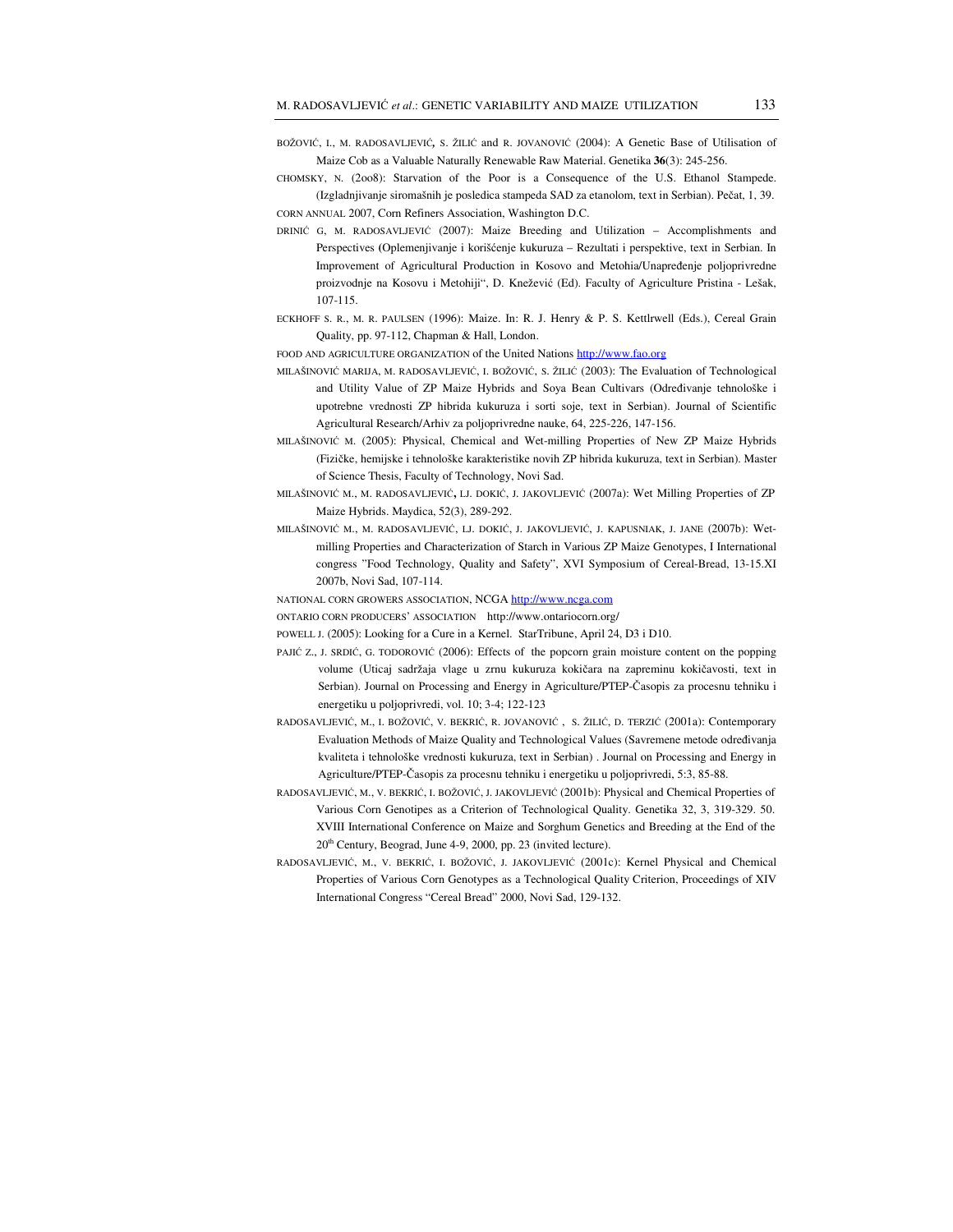BOŽOVIĆ, I., M. RADOSAVLJEVIĆ, S. ŽILIĆ and R. JOVANOVIĆ (2004): A Genetic Base of Utilisation of Maize Cob as a Valuable Naturally Renewable Raw Material. Genetika **36**(3): 245-256.

CHOMSKY, N. (2oo8): Starvation of the Poor is a Consequence of the U.S. Ethanol Stampede. (Izgladnjivanje siromašnih je posledica stampeda SAD za etanolom, text in Serbian). Pečat, 1, 39.

CORN ANNUAL 2007, Corn Refiners Association, Washington D.C.

DRINIĆ G, M. RADOSAVLJEVIĆ (2007): Maize Breeding and Utilization – Accomplishments and Perspectives (Oplemenjivanje i korišćenje kukuruza – Rezultati i perspektive, text in Serbian. In Improvement of Agricultural Production in Kosovo and Metohia/Unapređenje poljoprivredne proizvodnje na Kosovu i Metohiji", D. Knežević (Ed). Faculty of Agriculture Pristina - Lešak, 107-115.

ECKHOFF S. R., M. R. PAULSEN (1996): Maize. In: R. J. Henry & P. S. Kettlrwell (Eds.), Cereal Grain Quality, pp. 97-112, Chapman & Hall, London.

FOOD AND AGRICULTURE ORGANIZATION of the United Nations http://www.fao.org

MILAŠINOVIĆ MARIJA, M. RADOSAVLJEVIĆ, I. BOŽOVIĆ, S. ŽILIĆ (2003): The Evaluation of Technological and Utility Value of ZP Maize Hybrids and Soya Bean Cultivars (Određivanje tehnološke i upotrebne vrednosti ZP hibrida kukuruza i sorti soje, text in Serbian). Journal of Scientific Agricultural Research/Arhiv za poljoprivredne nauke, 64, 225-226, 147-156.

MILAŠINOVIĆ M. (2005): Physical, Chemical and Wet-milling Properties of New ZP Maize Hybrids (Fizičke, hemijske i tehnološke karakteristike novih ZP hibrida kukuruza, text in Serbian). Master of Science Thesis, Faculty of Technology, Novi Sad.

MILAŠINOVIĆ M., M. RADOSAVLJEVIĆ, LJ. DOKIĆ, J. JAKOVLJEVIĆ (2007a): Wet Milling Properties of ZP Maize Hybrids. Maydica, 52(3), 289-292.

MILAŠINOVIĆ M., M. RADOSAVLJEVIĆ, LJ. DOKIĆ, J. JAKOVLJEVIĆ, J. KAPUSNIAK, J. JANE (2007b): Wet-milling Properties and Characterization of Starch in Various ZP Maize Genotypes, I International congress "Food Technology, Quality and Safety", XVI Symposium of Cereal-Bread, 13-15.XI 2007b, Novi Sad, 107-114.

NATIONAL CORN GROWERS ASSOCIATION, NCGA http://www.ncga.com

ONTARIO CORN PRODUCERS' ASSOCIATION http://www.ontariocorn.org/

POWELL J. (2005): Looking for a Cure in a Kernel. StarTribune, April 24, D3 i D10.

PAJIĆ Z., J. SRDIĆ, G. TODOROVIĆ (2006): Effects of the popcorn grain moisture content on the popping volume (Uticaj sadržaja vlage u zrnu kukuruza kokičara na zapreminu kokičavosti, text in Serbian). Journal on Processing and Energy in Agriculture/PTEP-Časopis za procesnu tehniku i energetiku u poljoprivredi, vol. 10; 3-4; 122-123

RADOSAVLJEVIĆ, M., I. BOŽOVIĆ, V. BEKRIĆ, R. JOVANOVIĆ , S. ŽILIĆ, D. TERZIĆ (2001a): Contemporary Evaluation Methods of Maize Quality and Technological Values (Savremene metode određivanja kvaliteta i tehnološke vrednosti kukuruza, text in Serbian) . Journal on Processing and Energy in Agriculture/PTEP-Časopis za procesnu tehniku i energetiku u poljoprivredi, 5:3, 85-88.

RADOSAVLJEVIĆ, M., V. BEKRIĆ, I. BOŽOVIĆ, J. JAKOVLJEVIĆ (2001b): Physical and Chemical Properties of Various Corn Genotipes as a Criterion of Technological Quality. Genetika 32, 3, 319-329. 50. XVIII International Conference on Maize and Sorghum Genetics and Breeding at the End of the 20th Century, Beograd, June 4-9, 2000, pp. 23 (invited lecture).

RADOSAVLJEVIĆ, M., V. BEKRIĆ, I. BOŽOVIĆ, J. JAKOVLJEVIĆ (2001c): Kernel Physical and Chemical Properties of Various Corn Genotypes as a Technological Quality Criterion, Proceedings of XIV International Congress "Cereal Bread" 2000, Novi Sad, 129-132.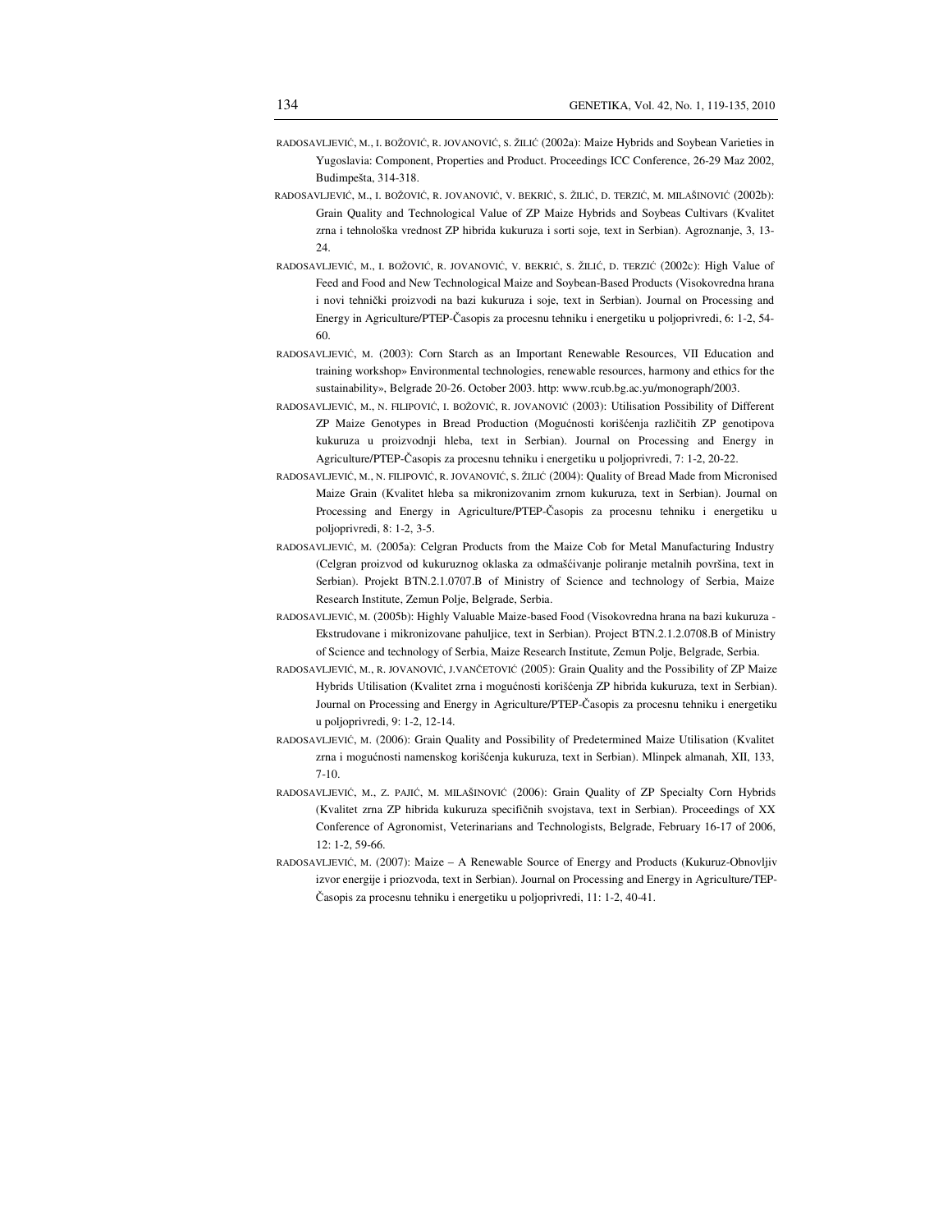RADOSAVLJEVIĆ, M., I. BOŽOVIĆ, R. JOVANOVIĆ, S. ŽILIĆ (2002a): Maize Hybrids and Soybean Varieties in Yugoslavia: Component, Properties and Product. Proceedings ICC Conference, 26-29 Maz 2002, Budimpešta, 314-318.

RADOSAVLJEVIĆ, M., I. BOŽOVIĆ, R. JOVANOVIĆ, V. BEKRIĆ, S. ŽILIĆ, D. TERZIĆ, M. MILAŠINOVIĆ (2002b): Grain Quality and Technological Value of ZP Maize Hybrids and Soybeas Cultivars (Kvalitet zrna i tehnološka vrednost ZP hibrida kukuruza i sorti soje, text in Serbian). Agroznanje, 3, 13-24.

RADOSAVLJEVIĆ, M., I. BOŽOVIĆ, R. JOVANOVIĆ, V. BEKRIĆ, S. ŽILIĆ, D. TERZIĆ (2002c): High Value of Feed and Food and New Technological Maize and Soybean-Based Products (Visokovredna hrana i novi tehnički proizvodi na bazi kukuruza i soje, text in Serbian). Journal on Processing and Energy in Agriculture/PTEP-Časopis za procesnu tehniku i energetiku u poljoprivredi, 6: 1-2, 54-60.

RADOSAVLJEVIĆ, M. (2003): Corn Starch as an Important Renewable Resources, VII Education and training workshop» Environmental technologies, renewable resources, harmony and ethics for the sustainability», Belgrade 20-26. October 2003. http: www.rcub.bg.ac.yu/monograph/2003.

RADOSAVLJEVIĆ, M., N. FILIPOVIĆ, I. BOŽOVIĆ, R. JOVANOVIĆ (2003): Utilisation Possibility of Different ZP Maize Genotypes in Bread Production (Mogućnosti korišćenja različitih ZP genotipova kukuruza u proizvodnji hleba, text in Serbian). Journal on Processing and Energy in Agriculture/PTEP-Časopis za procesnu tehniku i energetiku u poljoprivredi, 7: 1-2, 20-22.

RADOSAVLJEVIĆ, M., N. FILIPOVIĆ, R. JOVANOVIĆ, S. ŽILIĆ (2004): Quality of Bread Made from Micronised Maize Grain (Kvalitet hleba sa mikronizovanim zrnom kukuruza, text in Serbian). Journal on Processing and Energy in Agriculture/PTEP-Časopis za procesnu tehniku i energetiku u poljoprivredi, 8: 1-2, 3-5.

RADOSAVLJEVIĆ, M. (2005a): Celgran Products from the Maize Cob for Metal Manufacturing Industry (Celgran proizvod od kukuruznog oklaska za odmašćivanje poliranje metalnih površina, text in Serbian). Projekt BTN.2.1.0707.B of Ministry of Science and technology of Serbia, Maize Research Institute, Zemun Polje, Belgrade, Serbia.

RADOSAVLJEVIĆ, M. (2005b): Highly Valuable Maize-based Food (Visokovredna hrana na bazi kukuruza - Ekstrudovane i mikronizovane pahuljice, text in Serbian). Project BTN.2.1.2.0708.B of Ministry of Science and technology of Serbia, Maize Research Institute, Zemun Polje, Belgrade, Serbia.

RADOSAVLJEVIĆ, M., R. JOVANOVIĆ, J.VANČETOVIĆ (2005): Grain Quality and the Possibility of ZP Maize Hybrids Utilisation (Kvalitet zrna i mogućnosti korišćenja ZP hibrida kukuruza, text in Serbian). Journal on Processing and Energy in Agriculture/PTEP-Časopis za procesnu tehniku i energetiku u poljoprivredi, 9: 1-2, 12-14.

RADOSAVLJEVIĆ, M. (2006): Grain Quality and Possibility of Predetermined Maize Utilisation (Kvalitet zrna i mogućnosti namenskog korišćenja kukuruza, text in Serbian). Mlinpek almanah, XII, 133, 7-10.

RADOSAVLJEVIĆ, M., Z. PAJIĆ, M. MILAŠINOVIĆ (2006): Grain Quality of ZP Specialty Corn Hybrids (Kvalitet zrna ZP hibrida kukuruza specifičnih svojstava, text in Serbian). Proceedings of XX Conference of Agronomist, Veterinarians and Technologists, Belgrade, February 16-17 of 2006, 12: 1-2, 59-66.

RADOSAVLJEVIĆ, M. (2007): Maize – A Renewable Source of Energy and Products (Kukuruz-Obnovljiv izvor energije i priozvoda, text in Serbian). Journal on Processing and Energy in Agriculture/TEP-Časopis za procesnu tehniku i energetiku u poljoprivredi, 11: 1-2, 40-41.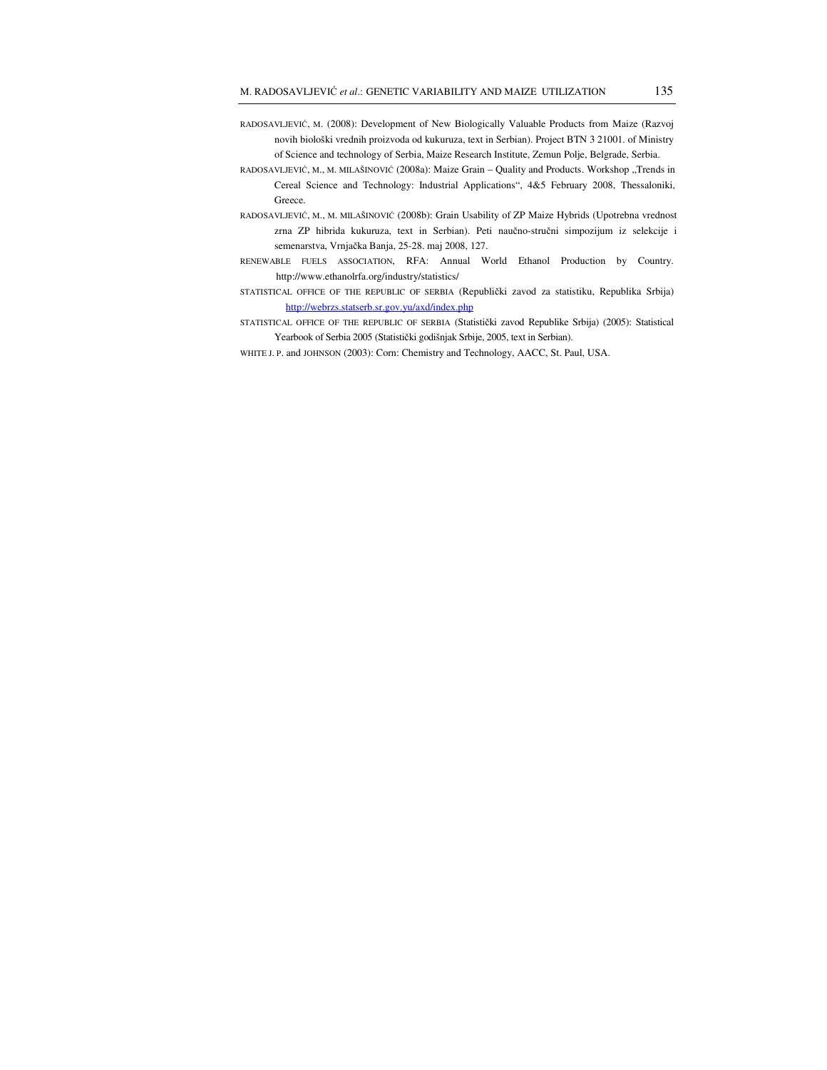RADOSAVLJEVIĆ, M. (2008): Development of New Biologically Valuable Products from Maize (Razvoj novih biološki vrednih proizvoda od kukuruza, text in Serbian). Project BTN 3 21001. of Ministry of Science and technology of Serbia, Maize Research Institute, Zemun Polje, Belgrade, Serbia.

RADOSAVLJEVIĆ, M., M. MILAŠINOVIĆ (2008a): Maize Grain – Quality and Products. Workshop „Trends in Cereal Science and Technology: Industrial Applications", 4&5 February 2008, Thessaloniki, Greece.

RADOSAVLJEVIĆ, M., M. MILAŠINOVIĆ (2008b): Grain Usability of ZP Maize Hybrids (Upotrebna vrednost zrna ZP hibrida kukuruza, text in Serbian). Peti naučno-stručni simpozijum iz selekcije i semenarstva, Vrnjačka Banja, 25-28. maj 2008, 127.

RENEWABLE FUELS ASSOCIATION, RFA: Annual World Ethanol Production by Country. http://www.ethanolrfa.org/industry/statistics/

STATISTICAL OFFICE OF THE REPUBLIC OF SERBIA (Republički zavod za statistiku, Republika Srbija) http://webrzs.statserb.sr.gov.yu/axd/index.php

STATISTICAL OFFICE OF THE REPUBLIC OF SERBIA (Statistički zavod Republike Srbija) (2005): Statistical Yearbook of Serbia 2005 (Statistički godišnjak Srbije, 2005, text in Serbian).

WHITE J. P. and JOHNSON (2003): Corn: Chemistry and Technology, AACC, St. Paul, USA.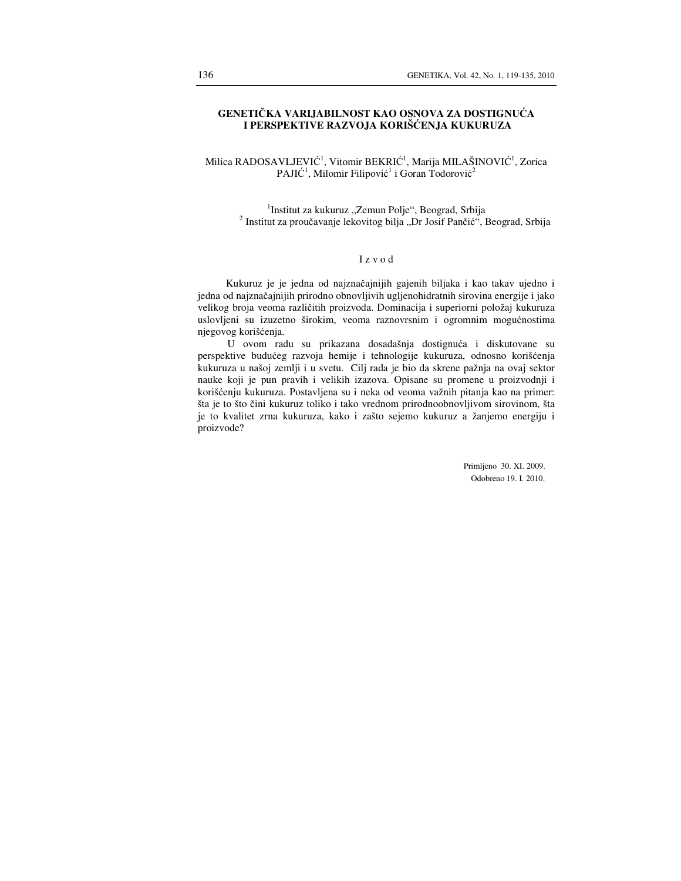# GENETIČKA VARIJABILNOST KAO OSNOVA ZA DOSTIGNUĆA I PERSPEKTIVE RAZVOJA KORIŠĆENJA KUKURUZA

Milica RADOSAVLJEVIĆ[1], Vitomir BEKRIĆ[1], Marija MILAŠINOVIĆ[1], Zorica PAJIĆ[1], Milomir Filipović[1] i Goran Todorović[2]

[1]Institut za kukuruz „Zemun Polje", Beograd, Srbija
[2] Institut za proučavanje lekovitog bilja „Dr Josif Pančić", Beograd, Srbija

## I z v o d

Kukuruz je je jedna od najznačajnijih gajenih biljaka i kao takav ujedno i jedna od najznačajnijih prirodno obnovljivih ugljenohidratnih sirovina energije i jako velikog broja veoma različitih proizvoda. Dominacija i superiorni položaj kukuruza uslovljeni su izuzetno širokim, veoma raznovrsnim i ogromnim mogućnostima njegovog korišćenja.

U ovom radu su prikazana dosadašnja dostignuća i diskutovane su perspektive budućeg razvoja hemije i tehnologije kukuruza, odnosno korišćenja kukuruza u našoj zemlji i u svetu. Cilj rada je bio da skrene pažnja na ovaj sektor nauke koji je pun pravih i velikih izazova. Opisane su promene u proizvodnji i korišćenju kukuruza. Postavljena su i neka od veoma važnih pitanja kao na primer: šta je to što čini kukuruz toliko i tako vrednom prirodnoobnovljivom sirovinom, šta je to kvalitet zrna kukuruza, kako i zašto sejemo kukuruz a žanjemo energiju i proizvode?

Primljeno 30. XI. 2009.
Odobreno 19. I. 2010.